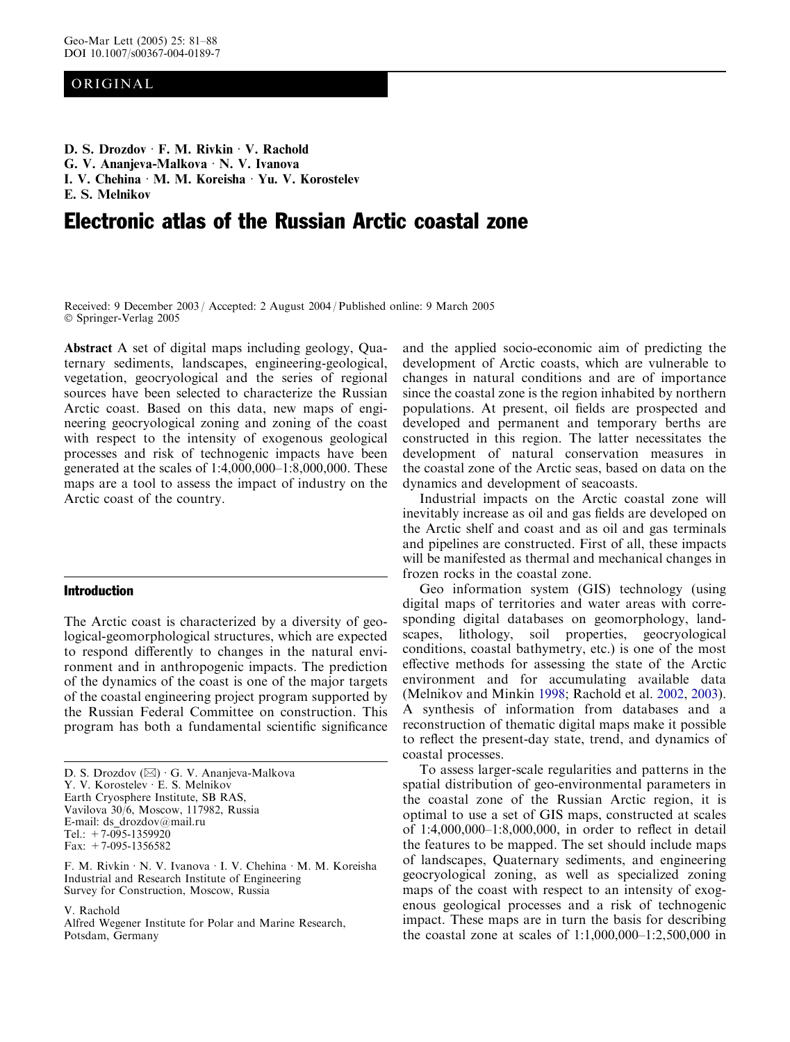ORIGINAL

**D. S. Drozdov · F. M. Rivkin · V. Rachold**
**G. V. Ananjeva-Malkova · N. V. Ivanova**
**I. V. Chehina · M. M. Koreisha · Yu. V. Korostelev**
**E. S. Melnikov**

# Electronic atlas of the Russian Arctic coastal zone

Received: 9 December 2003 / Accepted: 2 August 2004 / Published online: 9 March 2005
© Springer-Verlag 2005

**Abstract** A set of digital maps including geology, Quaternary sediments, landscapes, engineering-geological, vegetation, geocryological and the series of regional sources have been selected to characterize the Russian Arctic coast. Based on this data, new maps of engineering geocryological zoning and zoning of the coast with respect to the intensity of exogenous geological processes and risk of technogenic impacts have been generated at the scales of 1:4,000,000–1:8,000,000. These maps are a tool to assess the impact of industry on the Arctic coast of the country.

## Introduction

The Arctic coast is characterized by a diversity of geological-geomorphological structures, which are expected to respond differently to changes in the natural environment and in anthropogenic impacts. The prediction of the dynamics of the coast is one of the major targets of the coastal engineering project program supported by the Russian Federal Committee on construction. This program has both a fundamental scientific significance and the applied socio-economic aim of predicting the development of Arctic coasts, which are vulnerable to changes in natural conditions and are of importance since the coastal zone is the region inhabited by northern populations. At present, oil fields are prospected and developed and permanent and temporary berths are constructed in this region. The latter necessitates the development of natural conservation measures in the coastal zone of the Arctic seas, based on data on the dynamics and development of seacoasts.

Industrial impacts on the Arctic coastal zone will inevitably increase as oil and gas fields are developed on the Arctic shelf and coast and as oil and gas terminals and pipelines are constructed. First of all, these impacts will be manifested as thermal and mechanical changes in frozen rocks in the coastal zone.

Geo information system (GIS) technology (using digital maps of territories and water areas with corresponding digital databases on geomorphology, landscapes, lithology, soil properties, geocryological conditions, coastal bathymetry, etc.) is one of the most effective methods for assessing the state of the Arctic environment and for accumulating available data (Melnikov and Minkin 1998; Rachold et al. 2002, 2003). A synthesis of information from databases and a reconstruction of thematic digital maps make it possible to reflect the present-day state, trend, and dynamics of coastal processes.

To assess larger-scale regularities and patterns in the spatial distribution of geo-environmental parameters in the coastal zone of the Russian Arctic region, it is optimal to use a set of GIS maps, constructed at scales of 1:4,000,000–1:8,000,000, in order to reflect in detail the features to be mapped. The set should include maps of landscapes, Quaternary sediments, and engineering geocryological zoning, as well as specialized zoning maps of the coast with respect to an intensity of exogenous geological processes and a risk of technogenic impact. These maps are in turn the basis for describing the coastal zone at scales of 1:1,000,000–1:2,500,000 in

D. S. Drozdov (✉) · G. V. Ananjeva-Malkova
Y. V. Korostelev · E. S. Melnikov
Earth Cryosphere Institute, SB RAS,
Vavilova 30/6, Moscow, 117982, Russia
E-mail: ds_drozdov@mail.ru
Tel.: +7-095-1359920
Fax: +7-095-1356582

F. M. Rivkin · N. V. Ivanova · I. V. Chehina · M. M. Koreisha
Industrial and Research Institute of Engineering
Survey for Construction, Moscow, Russia

V. Rachold
Alfred Wegener Institute for Polar and Marine Research,
Potsdam, Germany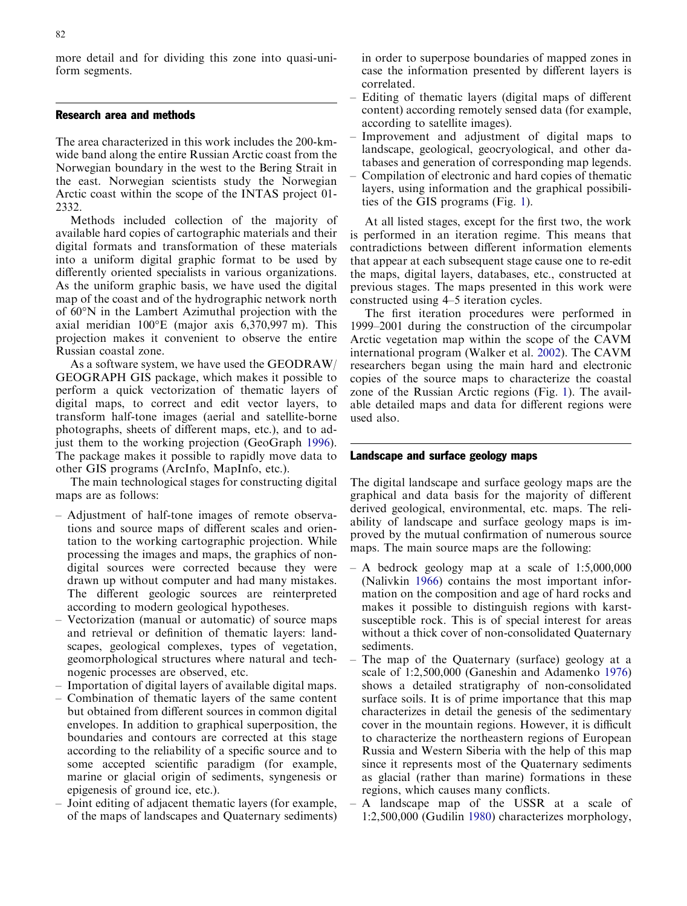more detail and for dividing this zone into quasi-uniform segments.

## Research area and methods

The area characterized in this work includes the 200-km-wide band along the entire Russian Arctic coast from the Norwegian boundary in the west to the Bering Strait in the east. Norwegian scientists study the Norwegian Arctic coast within the scope of the INTAS project 01-2332.

Methods included collection of the majority of available hard copies of cartographic materials and their digital formats and transformation of these materials into a uniform digital graphic format to be used by differently oriented specialists in various organizations. As the uniform graphic basis, we have used the digital map of the coast and of the hydrographic network north of 60°N in the Lambert Azimuthal projection with the axial meridian 100°E (major axis 6,370,997 m). This projection makes it convenient to observe the entire Russian coastal zone.

As a software system, we have used the GEODRAW/GEOGRAPH GIS package, which makes it possible to perform a quick vectorization of thematic layers of digital maps, to correct and edit vector layers, to transform half-tone images (aerial and satellite-borne photographs, sheets of different maps, etc.), and to adjust them to the working projection (GeoGraph 1996). The package makes it possible to rapidly move data to other GIS programs (ArcInfo, MapInfo, etc.).

The main technological stages for constructing digital maps are as follows:

- Adjustment of half-tone images of remote observations and source maps of different scales and orientation to the working cartographic projection. While processing the images and maps, the graphics of non-digital sources were corrected because they were drawn up without computer and had many mistakes. The different geologic sources are reinterpreted according to modern geological hypotheses.
- Vectorization (manual or automatic) of source maps and retrieval or definition of thematic layers: landscapes, geological complexes, types of vegetation, geomorphological structures where natural and technogenic processes are observed, etc.
- Importation of digital layers of available digital maps.
- Combination of thematic layers of the same content but obtained from different sources in common digital envelopes. In addition to graphical superposition, the boundaries and contours are corrected at this stage according to the reliability of a specific source and to some accepted scientific paradigm (for example, marine or glacial origin of sediments, syngenesis or epigenesis of ground ice, etc.).
- Joint editing of adjacent thematic layers (for example, of the maps of landscapes and Quaternary sediments) in order to superpose boundaries of mapped zones in case the information presented by different layers is correlated.
- Editing of thematic layers (digital maps of different content) according remotely sensed data (for example, according to satellite images).
- Improvement and adjustment of digital maps to landscape, geological, geocryological, and other databases and generation of corresponding map legends.
- Compilation of electronic and hard copies of thematic layers, using information and the graphical possibilities of the GIS programs (Fig. 1).

At all listed stages, except for the first two, the work is performed in an iteration regime. This means that contradictions between different information elements that appear at each subsequent stage cause one to re-edit the maps, digital layers, databases, etc., constructed at previous stages. The maps presented in this work were constructed using 4–5 iteration cycles.

The first iteration procedures were performed in 1999–2001 during the construction of the circumpolar Arctic vegetation map within the scope of the CAVM international program (Walker et al. 2002). The CAVM researchers began using the main hard and electronic copies of the source maps to characterize the coastal zone of the Russian Arctic regions (Fig. 1). The available detailed maps and data for different regions were used also.

## Landscape and surface geology maps

The digital landscape and surface geology maps are the graphical and data basis for the majority of different derived geological, environmental, etc. maps. The reliability of landscape and surface geology maps is improved by the mutual confirmation of numerous source maps. The main source maps are the following:

- A bedrock geology map at a scale of 1:5,000,000 (Nalivkin 1966) contains the most important information on the composition and age of hard rocks and makes it possible to distinguish regions with karst-susceptible rock. This is of special interest for areas without a thick cover of non-consolidated Quaternary sediments.
- The map of the Quaternary (surface) geology at a scale of 1:2,500,000 (Ganeshin and Adamenko 1976) shows a detailed stratigraphy of non-consolidated surface soils. It is of prime importance that this map characterizes in detail the genesis of the sedimentary cover in the mountain regions. However, it is difficult to characterize the northeastern regions of European Russia and Western Siberia with the help of this map since it represents most of the Quaternary sediments as glacial (rather than marine) formations in these regions, which causes many conflicts.
- A landscape map of the USSR at a scale of 1:2,500,000 (Gudilin 1980) characterizes morphology,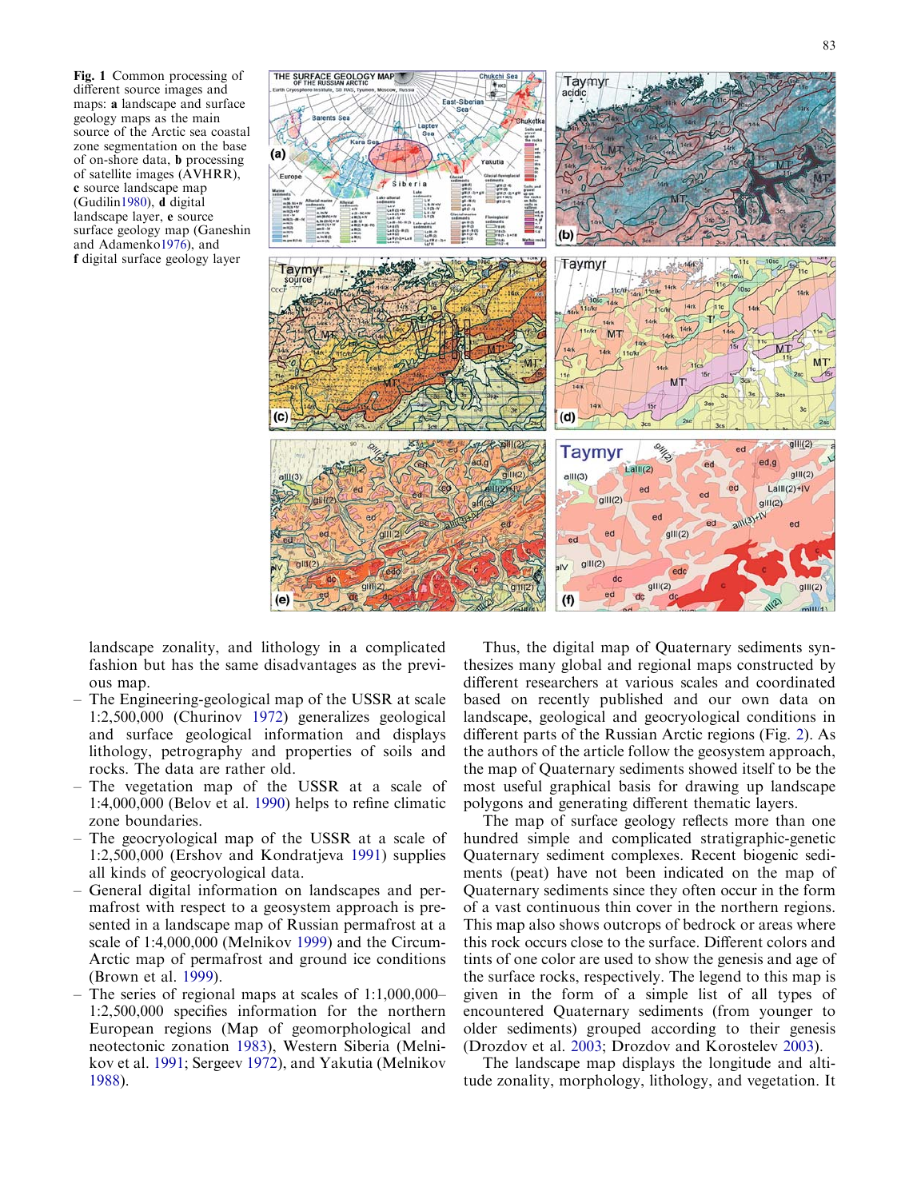**Fig. 1** Common processing of different source images and maps: **a** landscape and surface geology maps as the main source of the Arctic sea coastal zone segmentation on the base of on-shore data, **b** processing of satellite images (AVHRR), **c** source landscape map (Gudilin 1980), **d** digital landscape layer, **e** source surface geology map (Ganeshin and Adamenko 1976), and **f** digital surface geology layer

landscape zonality, and lithology in a complicated fashion but has the same disadvantages as the previous map.

- The Engineering-geological map of the USSR at scale 1:2,500,000 (Churinov 1972) generalizes geological and surface geological information and displays lithology, petrography and properties of soils and rocks. The data are rather old.
- The vegetation map of the USSR at a scale of 1:4,000,000 (Belov et al. 1990) helps to refine climatic zone boundaries.
- The geocryological map of the USSR at a scale of 1:2,500,000 (Ershov and Kondratjeva 1991) supplies all kinds of geocryological data.
- General digital information on landscapes and permafrost with respect to a geosystem approach is presented in a landscape map of Russian permafrost at a scale of 1:4,000,000 (Melnikov 1999) and the Circum-Arctic map of permafrost and ground ice conditions (Brown et al. 1999).
- The series of regional maps at scales of 1:1,000,000–1:2,500,000 specifies information for the northern European regions (Map of geomorphological and neotectonic zonation 1983), Western Siberia (Melnikov et al. 1991; Sergeev 1972), and Yakutia (Melnikov 1988).

Thus, the digital map of Quaternary sediments synthesizes many global and regional maps constructed by different researchers at various scales and coordinated based on recently published and our own data on landscape, geological and geocryological conditions in different parts of the Russian Arctic regions (Fig. 2). As the authors of the article follow the geosystem approach, the map of Quaternary sediments showed itself to be the most useful graphical basis for drawing up landscape polygons and generating different thematic layers.

The map of surface geology reflects more than one hundred simple and complicated stratigraphic-genetic Quaternary sediment complexes. Recent biogenic sediments (peat) have not been indicated on the map of Quaternary sediments since they often occur in the form of a vast continuous thin cover in the northern regions. This map also shows outcrops of bedrock or areas where this rock occurs close to the surface. Different colors and tints of one color are used to show the genesis and age of the surface rocks, respectively. The legend to this map is given in the form of a simple list of all types of encountered Quaternary sediments (from younger to older sediments) grouped according to their genesis (Drozdov et al. 2003; Drozdov and Korostelev 2003).

The landscape map displays the longitude and altitude zonality, morphology, lithology, and vegetation. It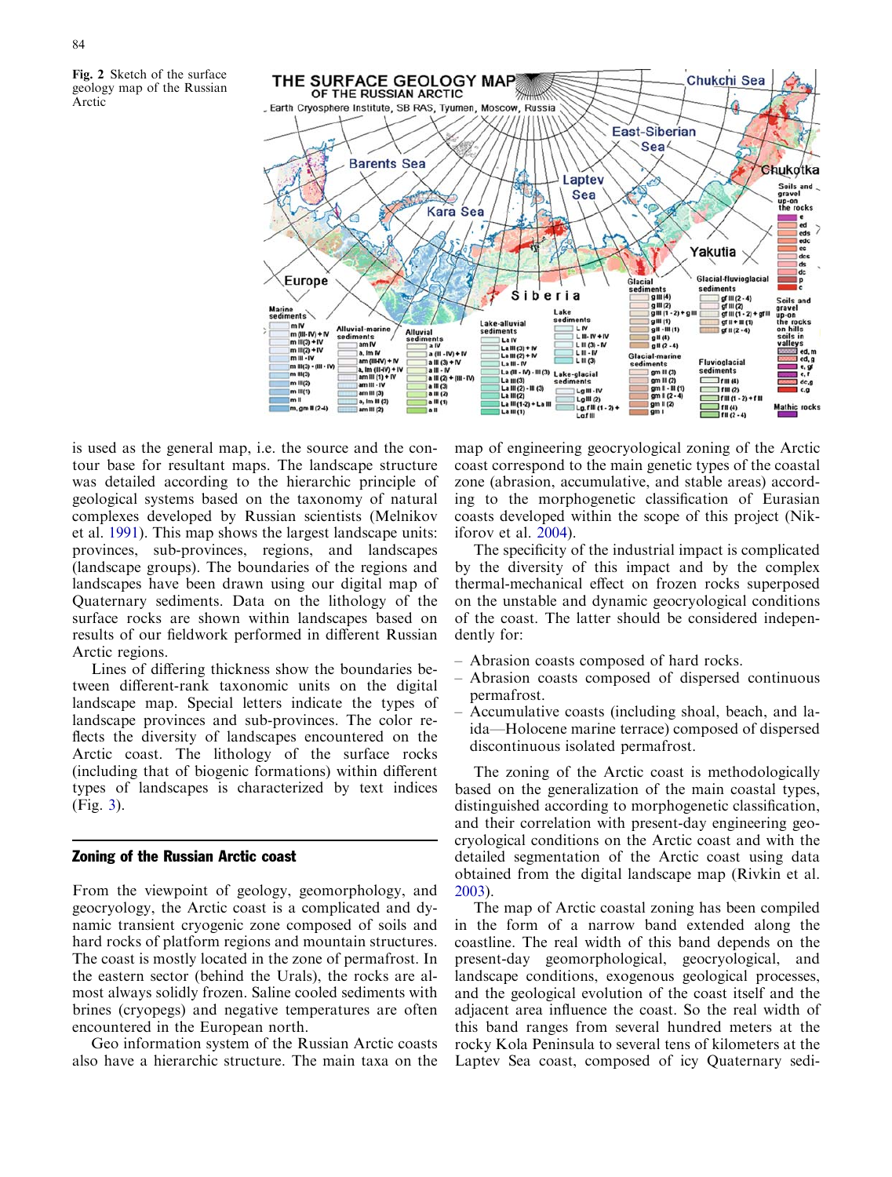Fig. 2 Sketch of the surface geology map of the Russian Arctic

is used as the general map, i.e. the source and the contour base for resultant maps. The landscape structure was detailed according to the hierarchic principle of geological systems based on the taxonomy of natural complexes developed by Russian scientists (Melnikov et al. 1991). This map shows the largest landscape units: provinces, sub-provinces, regions, and landscapes (landscape groups). The boundaries of the regions and landscapes have been drawn using our digital map of Quaternary sediments. Data on the lithology of the surface rocks are shown within landscapes based on results of our fieldwork performed in different Russian Arctic regions.

Lines of differing thickness show the boundaries between different-rank taxonomic units on the digital landscape map. Special letters indicate the types of landscape provinces and sub-provinces. The color reflects the diversity of landscapes encountered on the Arctic coast. The lithology of the surface rocks (including that of biogenic formations) within different types of landscapes is characterized by text indices (Fig. 3).

## Zoning of the Russian Arctic coast

From the viewpoint of geology, geomorphology, and geocryology, the Arctic coast is a complicated and dynamic transient cryogenic zone composed of soils and hard rocks of platform regions and mountain structures. The coast is mostly located in the zone of permafrost. In the eastern sector (behind the Urals), the rocks are almost always solidly frozen. Saline cooled sediments with brines (cryopegs) and negative temperatures are often encountered in the European north.

Geo information system of the Russian Arctic coasts also have a hierarchic structure. The main taxa on the map of engineering geocryological zoning of the Arctic coast correspond to the main genetic types of the coastal zone (abrasion, accumulative, and stable areas) according to the morphogenetic classification of Eurasian coasts developed within the scope of this project (Nikiforov et al. 2004).

The specificity of the industrial impact is complicated by the diversity of this impact and by the complex thermal-mechanical effect on frozen rocks superposed on the unstable and dynamic geocryological conditions of the coast. The latter should be considered independently for:

- Abrasion coasts composed of hard rocks.
- Abrasion coasts composed of dispersed continuous permafrost.
- Accumulative coasts (including shoal, beach, and laida—Holocene marine terrace) composed of dispersed discontinuous isolated permafrost.

The zoning of the Arctic coast is methodologically based on the generalization of the main coastal types, distinguished according to morphogenetic classification, and their correlation with present-day engineering geocryological conditions on the Arctic coast and with the detailed segmentation of the Arctic coast using data obtained from the digital landscape map (Rivkin et al. 2003).

The map of Arctic coastal zoning has been compiled in the form of a narrow band extended along the coastline. The real width of this band depends on the present-day geomorphological, geocryological, and landscape conditions, exogenous geological processes, and the geological evolution of the coast itself and the adjacent area influence the coast. So the real width of this band ranges from several hundred meters at the rocky Kola Peninsula to several tens of kilometers at the Laptev Sea coast, composed of icy Quaternary sedi-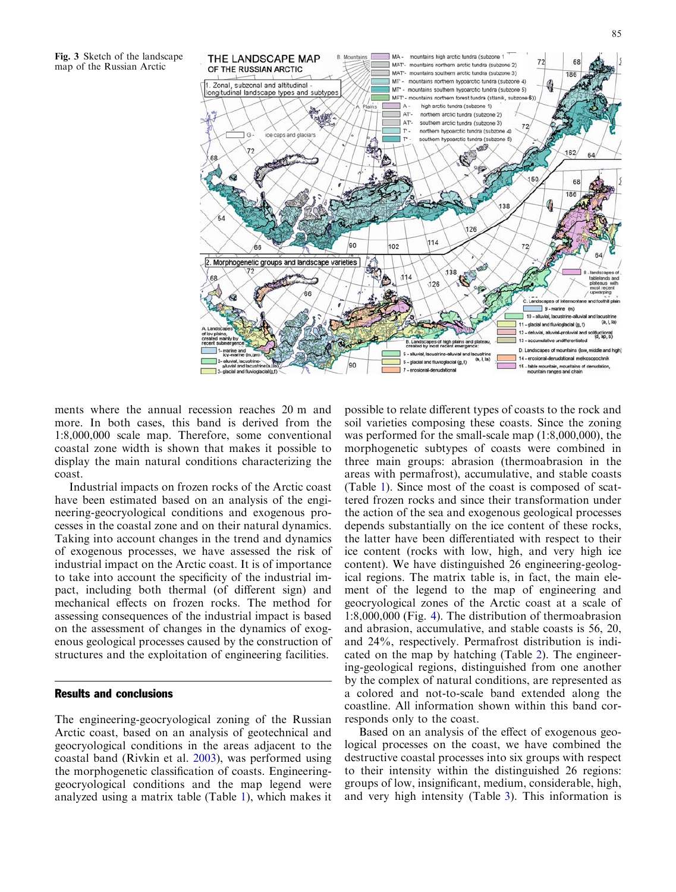Fig. 3 Sketch of the landscape map of the Russian Arctic

ments where the annual recession reaches 20 m and more. In both cases, this band is derived from the 1:8,000,000 scale map. Therefore, some conventional coastal zone width is shown that makes it possible to display the main natural conditions characterizing the coast.

Industrial impacts on frozen rocks of the Arctic coast have been estimated based on an analysis of the engineering-geocryological conditions and exogenous processes in the coastal zone and on their natural dynamics. Taking into account changes in the trend and dynamics of exogenous processes, we have assessed the risk of industrial impact on the Arctic coast. It is of importance to take into account the specificity of the industrial impact, including both thermal (of different sign) and mechanical effects on frozen rocks. The method for assessing consequences of the industrial impact is based on the assessment of changes in the dynamics of exogenous geological processes caused by the construction of structures and the exploitation of engineering facilities.

## Results and conclusions

The engineering-geocryological zoning of the Russian Arctic coast, based on an analysis of geotechnical and geocryological conditions in the areas adjacent to the coastal band (Rivkin et al. 2003), was performed using the morphogenetic classification of coasts. Engineering-geocryological conditions and the map legend were analyzed using a matrix table (Table 1), which makes it possible to relate different types of coasts to the rock and soil varieties composing these coasts. Since the zoning was performed for the small-scale map (1:8,000,000), the morphogenetic subtypes of coasts were combined in three main groups: abrasion (thermoabrasion in the areas with permafrost), accumulative, and stable coasts (Table 1). Since most of the coast is composed of scattered frozen rocks and since their transformation under the action of the sea and exogenous geological processes depends substantially on the ice content of these rocks, the latter have been differentiated with respect to their ice content (rocks with low, high, and very high ice content). We have distinguished 26 engineering-geological regions. The matrix table is, in fact, the main element of the legend to the map of engineering and geocryological zones of the Arctic coast at a scale of 1:8,000,000 (Fig. 4). The distribution of thermoabrasion and abrasion, accumulative, and stable coasts is 56, 20, and 24%, respectively. Permafrost distribution is indicated on the map by hatching (Table 2). The engineering-geological regions, distinguished from one another by the complex of natural conditions, are represented as a colored and not-to-scale band extended along the coastline. All information shown within this band corresponds only to the coast.

Based on an analysis of the effect of exogenous geological processes on the coast, we have combined the destructive coastal processes into six groups with respect to their intensity within the distinguished 26 regions: groups of low, insignificant, medium, considerable, high, and very high intensity (Table 3). This information is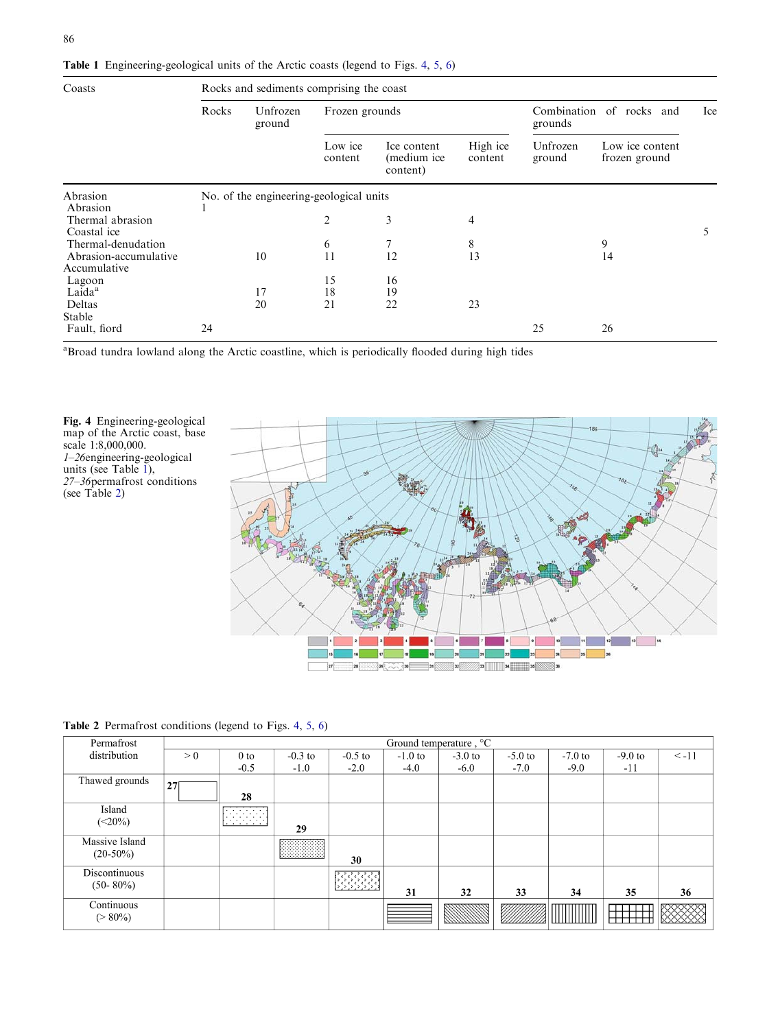**Table 1** Engineering-geological units of the Arctic coasts (legend to Figs. 4, 5, 6)

| Coasts | Rocks and sediments comprising the coast | | | | | | | |
|---|---|---|---|---|---|---|---|---|
| | Rocks | Unfrozen ground | Frozen grounds | | | Combination of rocks and grounds | | Ice |
| | | | Low ice content | Ice content (medium ice content) | High ice content | Unfrozen ground | Low ice content frozen ground | |
| Abrasion | No. of the engineering-geological units | | | | | | | |
| Abrasion | 1 | | | | | | | |
| Thermal abrasion | | | 2 | 3 | 4 | | | |
| Coastal ice | | | | | | | | 5 |
| Thermal-denudation | | | 6 | 7 | 8 | | 9 | |
| Abrasion-accumulative | | 10 | 11 | 12 | 13 | | 14 | |
| Accumulative | | | | | | | | |
| Lagoon | | | 15 | 16 | | | | |
| Laida[a] | | 17 | 18 | 19 | | | | |
| Deltas | | 20 | 21 | 22 | 23 | | | |
| Stable | | | | | | | | |
| Fault, fiord | 24 | | | | | 25 | 26 | |

[a]Broad tundra lowland along the Arctic coastline, which is periodically flooded during high tides

**Fig. 4** Engineering-geological map of the Arctic coast, base scale 1:8,000,000. *1–26* engineering-geological units (see Table 1), *27–36* permafrost conditions (see Table 2)

**Table 2** Permafrost conditions (legend to Figs. 4, 5, 6)

| Permafrost distribution | Ground temperature, °C | | | | | | | | | |
|---|---|---|---|---|---|---|---|---|---|---|
| | > 0 | 0 to -0.5 | -0.3 to -1.0 | -0.5 to -2.0 | -1.0 to -4.0 | -3.0 to -6.0 | -5.0 to -7.0 | -7.0 to -9.0 | -9.0 to -11 | < -11 |
| Thawed grounds | 27 | 28 | | | | | | | | |
| Island (<20%) | | | 29 | | | | | | | |
| Massive Island (20-50%) | | | | 30 | | | | | | |
| Discontinuous (50- 80%) | | | | | 31 | 32 | 33 | 34 | 35 | 36 |
| Continuous (> 80%) | | | | | | | | | | |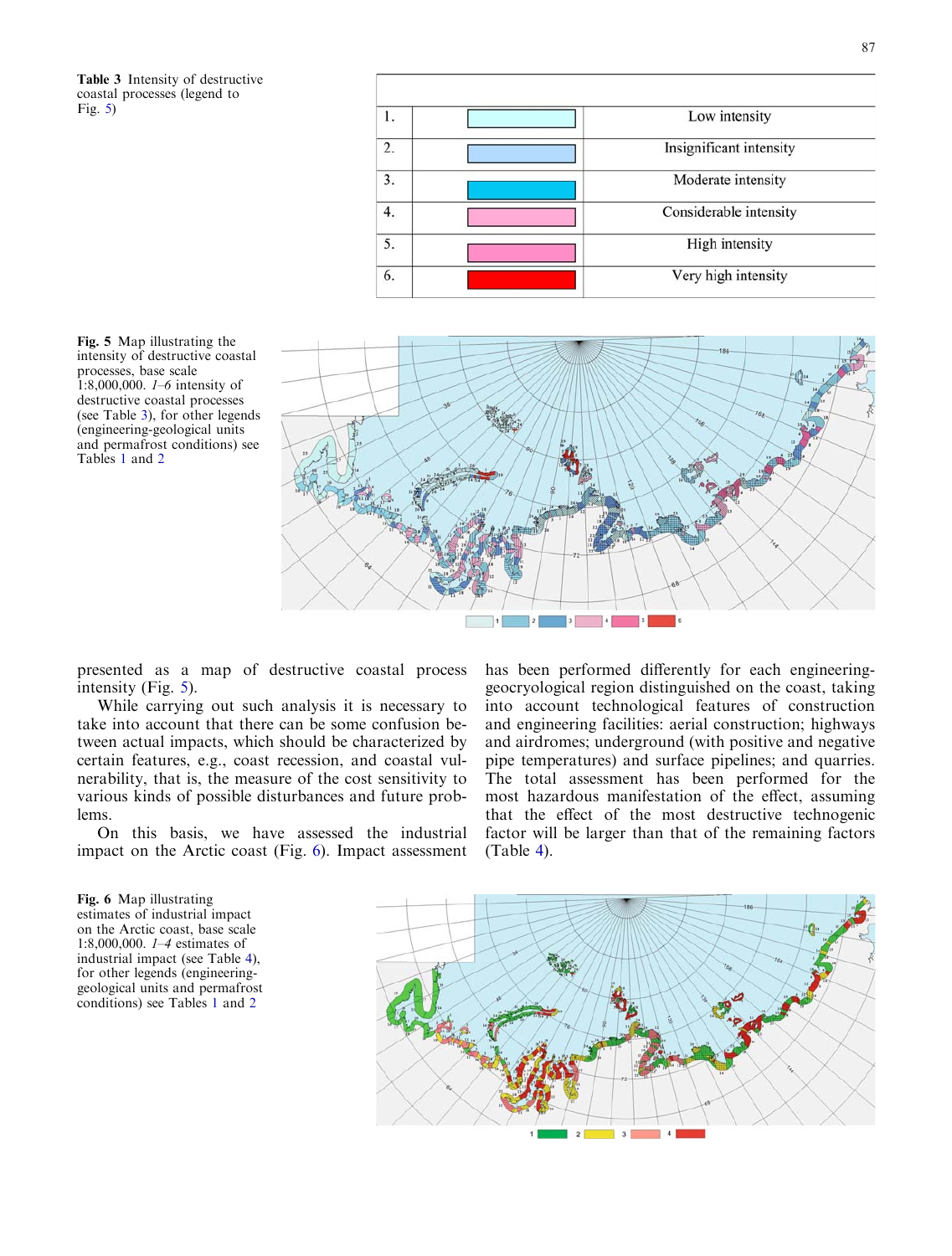**Table 3** Intensity of destructive coastal processes (legend to Fig. 5)

| | | |
|---|---|---|
| 1. | | Low intensity |
| 2. | | Insignificant intensity |
| 3. | | Moderate intensity |
| 4. | | Considerable intensity |
| 5. | | High intensity |
| 6. | | Very high intensity |

**Fig. 5** Map illustrating the intensity of destructive coastal processes, base scale 1:8,000,000. *1–6* intensity of destructive coastal processes (see Table 3), for other legends (engineering-geological units and permafrost conditions) see Tables 1 and 2

presented as a map of destructive coastal process intensity (Fig. 5).

While carrying out such analysis it is necessary to take into account that there can be some confusion between actual impacts, which should be characterized by certain features, e.g., coast recession, and coastal vulnerability, that is, the measure of the cost sensitivity to various kinds of possible disturbances and future problems.

On this basis, we have assessed the industrial impact on the Arctic coast (Fig. 6). Impact assessment has been performed differently for each engineering-geocryological region distinguished on the coast, taking into account technological features of construction and engineering facilities: aerial construction; highways and airdromes; underground (with positive and negative pipe temperatures) and surface pipelines; and quarries. The total assessment has been performed for the most hazardous manifestation of the effect, assuming that the effect of the most destructive technogenic factor will be larger than that of the remaining factors (Table 4).

**Fig. 6** Map illustrating estimates of industrial impact on the Arctic coast, base scale 1:8,000,000. *1–4* estimates of industrial impact (see Table 4), for other legends (engineering-geological units and permafrost conditions) see Tables 1 and 2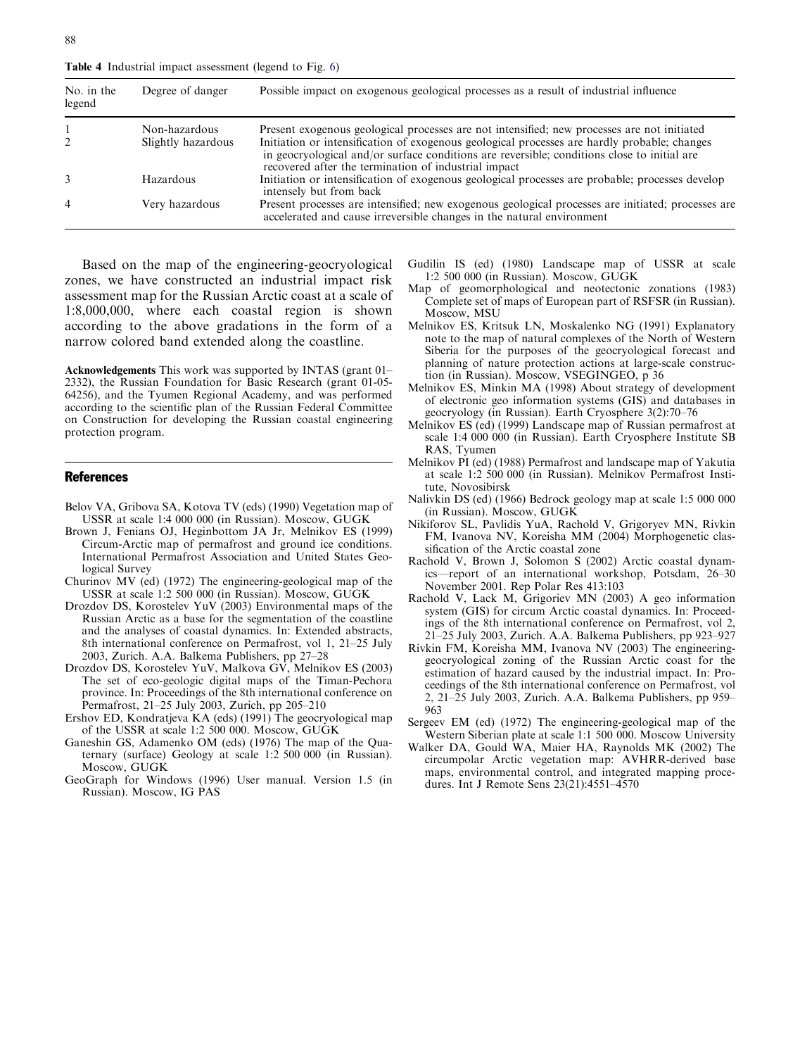**Table 4** Industrial impact assessment (legend to Fig. 6)

| No. in the legend | Degree of danger | Possible impact on exogenous geological processes as a result of industrial influence |
|---|---|---|
| 1 | Non-hazardous | Present exogenous geological processes are not intensified; new processes are not initiated |
| 2 | Slightly hazardous | Initiation or intensification of exogenous geological processes are hardly probable; changes in geocryological and/or surface conditions are reversible; conditions close to initial are recovered after the termination of industrial impact |
| 3 | Hazardous | Initiation or intensification of exogenous geological processes are probable; processes develop intensely but from back |
| 4 | Very hazardous | Present processes are intensified; new exogenous geological processes are initiated; processes are accelerated and cause irreversible changes in the natural environment |

Based on the map of the engineering-geocryological zones, we have constructed an industrial impact risk assessment map for the Russian Arctic coast at a scale of 1:8,000,000, where each coastal region is shown according to the above gradations in the form of a narrow colored band extended along the coastline.

**Acknowledgements** This work was supported by INTAS (grant 01–2332), the Russian Foundation for Basic Research (grant 01-05-64256), and the Tyumen Regional Academy, and was performed according to the scientific plan of the Russian Federal Committee on Construction for developing the Russian coastal engineering protection program.

## References

Belov VA, Gribova SA, Kotova TV (eds) (1990) Vegetation map of USSR at scale 1:4 000 000 (in Russian). Moscow, GUGK

Brown J, Fenians OJ, Heginbottom JA Jr, Melnikov ES (1999) Circum-Arctic map of permafrost and ground ice conditions. International Permafrost Association and United States Geological Survey

Churinov MV (ed) (1972) The engineering-geological map of the USSR at scale 1:2 500 000 (in Russian). Moscow, GUGK

Drozdov DS, Korostelev YuV (2003) Environmental maps of the Russian Arctic as a base for the segmentation of the coastline and the analyses of coastal dynamics. In: Extended abstracts, 8th international conference on Permafrost, vol 1, 21–25 July 2003, Zurich. A.A. Balkema Publishers, pp 27–28

Drozdov DS, Korostelev YuV, Malkova GV, Melnikov ES (2003) The set of eco-geologic digital maps of the Timan-Pechora province. In: Proceedings of the 8th international conference on Permafrost, 21–25 July 2003, Zurich, pp 205–210

Ershov ED, Kondratjeva KA (eds) (1991) The geocryological map of the USSR at scale 1:2 500 000. Moscow, GUGK

Ganeshin GS, Adamenko OM (eds) (1976) The map of the Quaternary (surface) Geology at scale 1:2 500 000 (in Russian). Moscow, GUGK

GeoGraph for Windows (1996) User manual. Version 1.5 (in Russian). Moscow, IG PAS

Gudilin IS (ed) (1980) Landscape map of USSR at scale 1:2 500 000 (in Russian). Moscow, GUGK

Map of geomorphological and neotectonic zonations (1983) Complete set of maps of European part of RSFSR (in Russian). Moscow, MSU

Melnikov ES, Kritsuk LN, Moskalenko NG (1991) Explanatory note to the map of natural complexes of the North of Western Siberia for the purposes of the geocryological forecast and planning of nature protection actions at large-scale construction (in Russian). Moscow, VSEGINGEO, p 36

Melnikov ES, Minkin MA (1998) About strategy of development of electronic geo information systems (GIS) and databases in geocryology (in Russian). Earth Cryosphere 3(2):70–76

Melnikov ES (ed) (1999) Landscape map of Russian permafrost at scale 1:4 000 000 (in Russian). Earth Cryosphere Institute SB RAS, Tyumen

Melnikov PI (ed) (1988) Permafrost and landscape map of Yakutia at scale 1:2 500 000 (in Russian). Melnikov Permafrost Institute, Novosibirsk

Nalivkin DS (ed) (1966) Bedrock geology map at scale 1:5 000 000 (in Russian). Moscow, GUGK

Nikiforov SL, Pavlidis YuA, Rachold V, Grigoryev MN, Rivkin FM, Ivanova NV, Koreisha MM (2004) Morphogenetic classification of the Arctic coastal zone

Rachold V, Brown J, Solomon S (2002) Arctic coastal dynamics—report of an international workshop, Potsdam, 26–30 November 2001. Rep Polar Res 413:103

Rachold V, Lack M, Grigoriev MN (2003) A geo information system (GIS) for circum Arctic coastal dynamics. In: Proceedings of the 8th international conference on Permafrost, vol 2, 21–25 July 2003, Zurich. A.A. Balkema Publishers, pp 923–927

Rivkin FM, Koreisha MM, Ivanova NV (2003) The engineering-geocryological zoning of the Russian Arctic coast for the estimation of hazard caused by the industrial impact. In: Proceedings of the 8th international conference on Permafrost, vol 2, 21–25 July 2003, Zurich. A.A. Balkema Publishers, pp 959–963

Sergeev EM (ed) (1972) The engineering-geological map of the Western Siberian plate at scale 1:1 500 000. Moscow University

Walker DA, Gould WA, Maier HA, Raynolds MK (2002) The circumpolar Arctic vegetation map: AVHRR-derived base maps, environmental control, and integrated mapping procedures. Int J Remote Sens 23(21):4551–4570